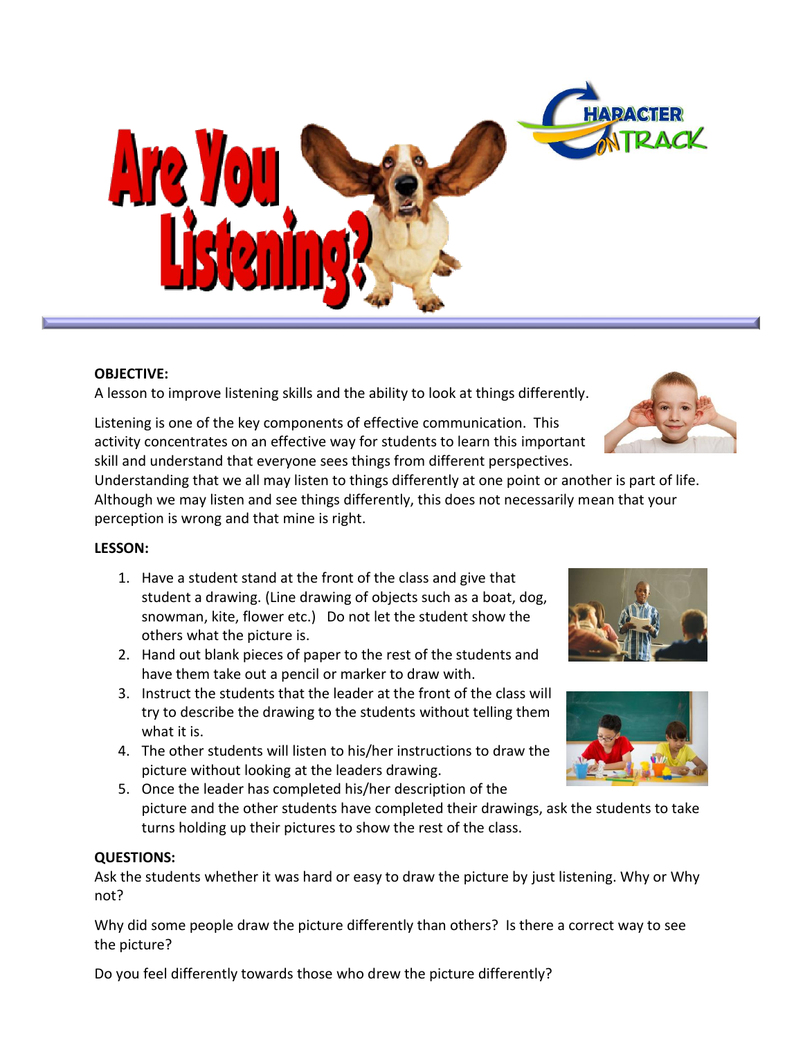# Are You Listening?

CHARACTER ON TRACK

**OBJECTIVE:**

A lesson to improve listening skills and the ability to look at things differently.

Listening is one of the key components of effective communication. This activity concentrates on an effective way for students to learn this important skill and understand that everyone sees things from different perspectives. Understanding that we all may listen to things differently at one point or another is part of life. Although we may listen and see things differently, this does not necessarily mean that your perception is wrong and that mine is right.

**LESSON:**

1. Have a student stand at the front of the class and give that student a drawing. (Line drawing of objects such as a boat, dog, snowman, kite, flower etc.) Do not let the student show the others what the picture is.
2. Hand out blank pieces of paper to the rest of the students and have them take out a pencil or marker to draw with.
3. Instruct the students that the leader at the front of the class will try to describe the drawing to the students without telling them what it is.
4. The other students will listen to his/her instructions to draw the picture without looking at the leaders drawing.
5. Once the leader has completed his/her description of the picture and the other students have completed their drawings, ask the students to take turns holding up their pictures to show the rest of the class.

**QUESTIONS:**

Ask the students whether it was hard or easy to draw the picture by just listening. Why or Why not?

Why did some people draw the picture differently than others? Is there a correct way to see the picture?

Do you feel differently towards those who drew the picture differently?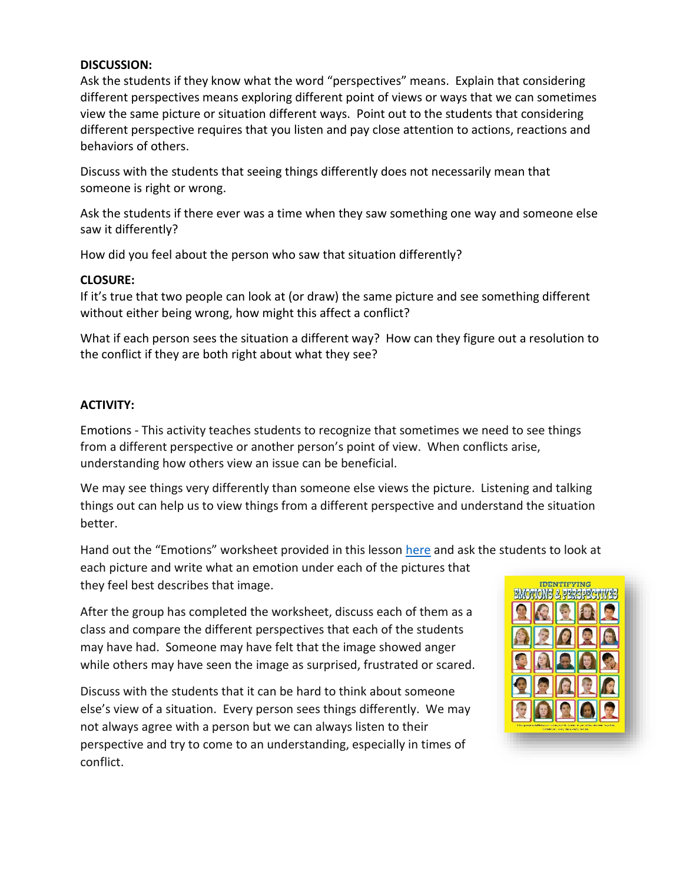**DISCUSSION:**
Ask the students if they know what the word "perspectives" means. Explain that considering different perspectives means exploring different point of views or ways that we can sometimes view the same picture or situation different ways. Point out to the students that considering different perspective requires that you listen and pay close attention to actions, reactions and behaviors of others.

Discuss with the students that seeing things differently does not necessarily mean that someone is right or wrong.

Ask the students if there ever was a time when they saw something one way and someone else saw it differently?

How did you feel about the person who saw that situation differently?

**CLOSURE:**
If it's true that two people can look at (or draw) the same picture and see something different without either being wrong, how might this affect a conflict?

What if each person sees the situation a different way? How can they figure out a resolution to the conflict if they are both right about what they see?

**ACTIVITY:**

Emotions - This activity teaches students to recognize that sometimes we need to see things from a different perspective or another person's point of view. When conflicts arise, understanding how others view an issue can be beneficial.

We may see things very differently than someone else views the picture. Listening and talking things out can help us to view things from a different perspective and understand the situation better.

Hand out the "Emotions" worksheet provided in this lesson here and ask the students to look at each picture and write what an emotion under each of the pictures that they feel best describes that image.

After the group has completed the worksheet, discuss each of them as a class and compare the different perspectives that each of the students may have had. Someone may have felt that the image showed anger while others may have seen the image as surprised, frustrated or scared.

Discuss with the students that it can be hard to think about someone else's view of a situation. Every person sees things differently. We may not always agree with a person but we can always listen to their perspective and try to come to an understanding, especially in times of conflict.